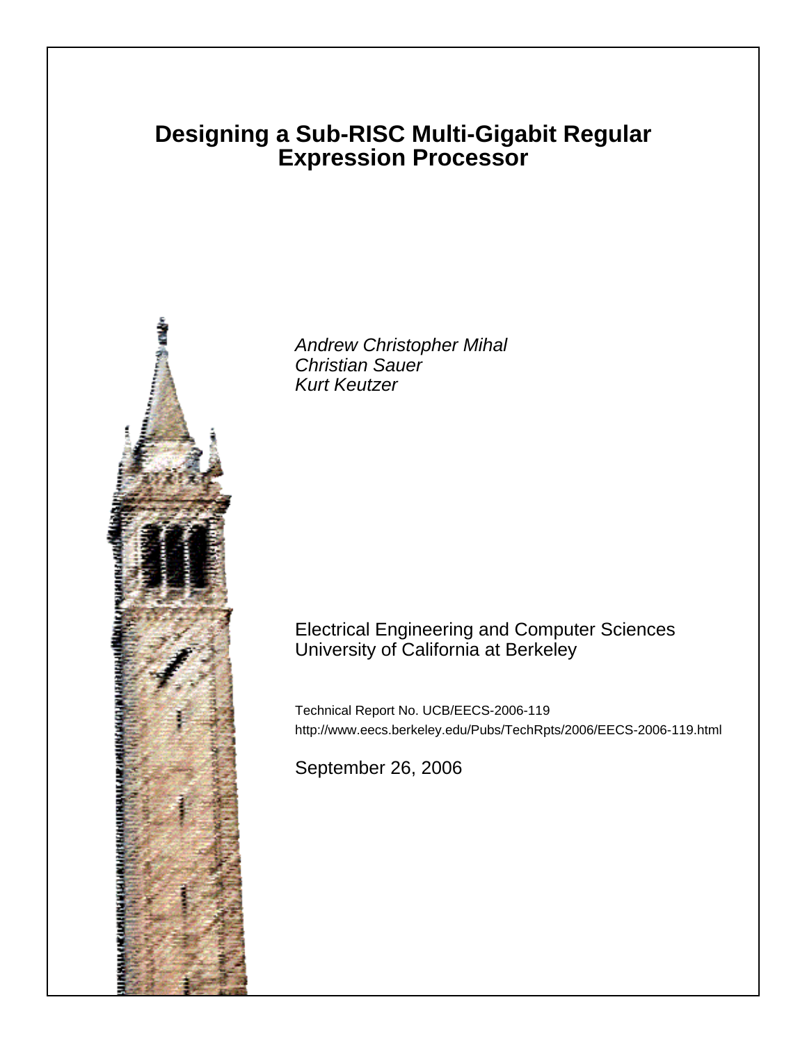// Designing a Sub-RISC Multi-Gigabit Regular Expression Processor

*Andrew Christopher Mihal*
*Christian Sauer*
*Kurt Keutzer*

Electrical Engineering and Computer Sciences
University of California at Berkeley

Technical Report No. UCB/EECS-2006-119

http://www.eecs.berkeley.edu/Pubs/TechRpts/2006/EECS-2006-119.html

September 26, 2006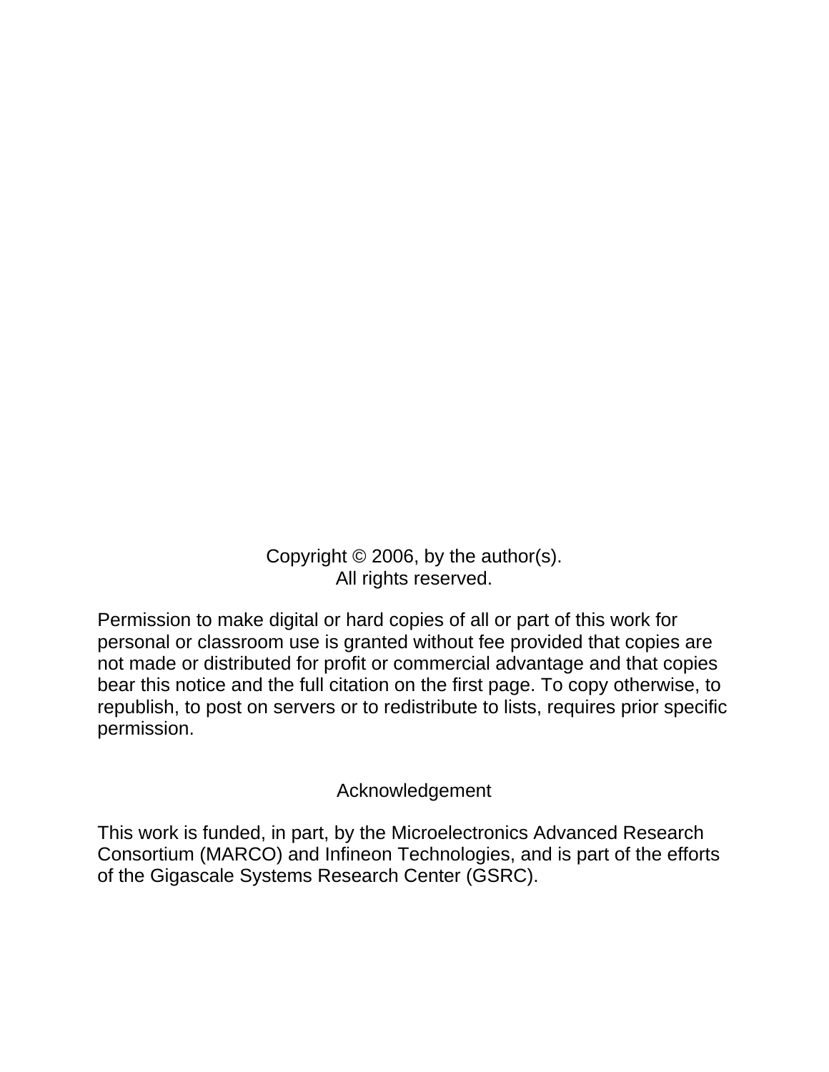Copyright © 2006, by the author(s).
All rights reserved.

Permission to make digital or hard copies of all or part of this work for personal or classroom use is granted without fee provided that copies are not made or distributed for profit or commercial advantage and that copies bear this notice and the full citation on the first page. To copy otherwise, to republish, to post on servers or to redistribute to lists, requires prior specific permission.

## Acknowledgement

This work is funded, in part, by the Microelectronics Advanced Research Consortium (MARCO) and Infineon Technologies, and is part of the efforts of the Gigascale Systems Research Center (GSRC).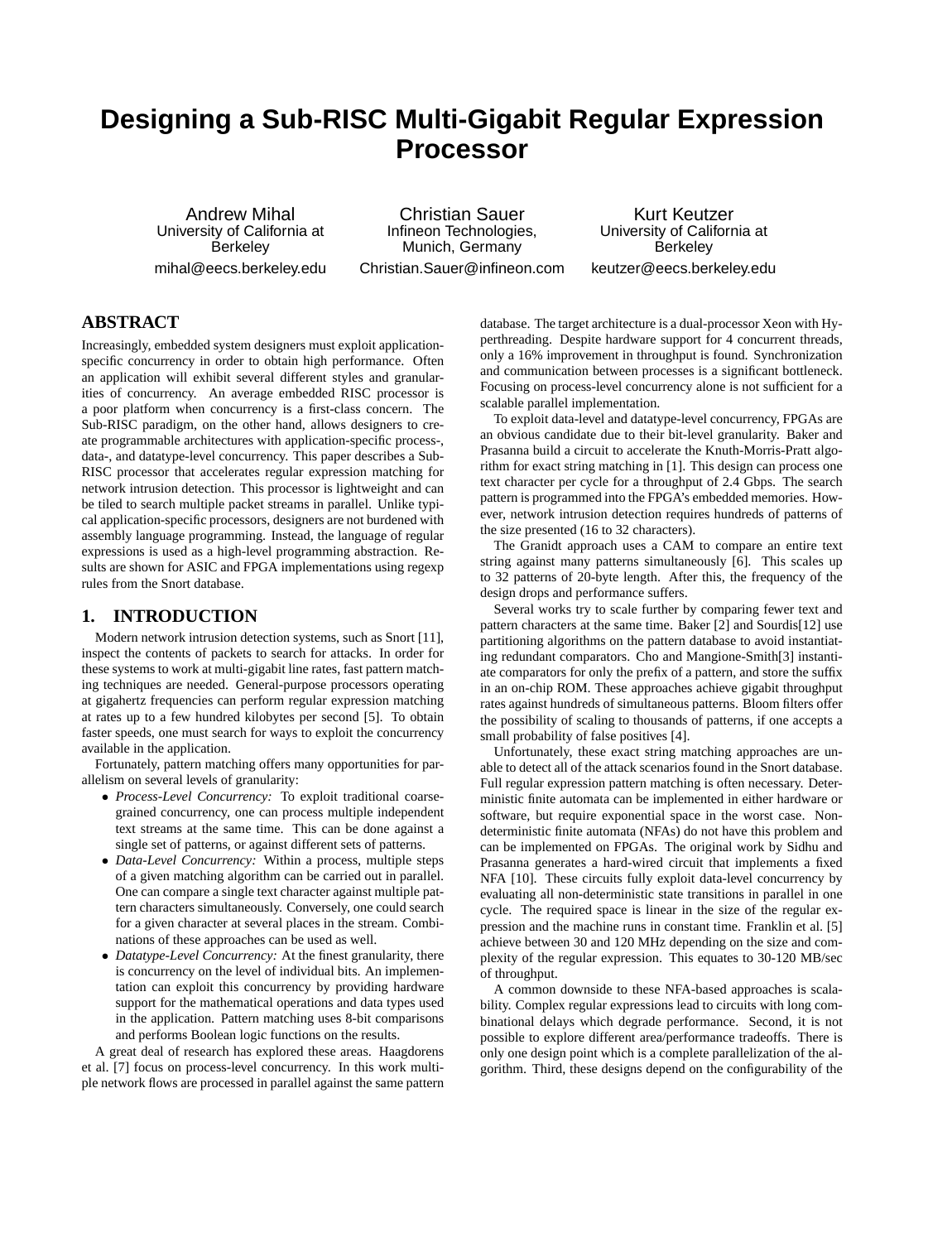# Designing a Sub-RISC Multi-Gigabit Regular Expression Processor

Andrew Mihal
University of California at Berkeley
mihal@eecs.berkeley.edu

Christian Sauer
Infineon Technologies, Munich, Germany
Christian.Sauer@infineon.com

Kurt Keutzer
University of California at Berkeley
keutzer@eecs.berkeley.edu

## ABSTRACT

Increasingly, embedded system designers must exploit application-specific concurrency in order to obtain high performance. Often an application will exhibit several different styles and granularities of concurrency. An average embedded RISC processor is a poor platform when concurrency is a first-class concern. The Sub-RISC paradigm, on the other hand, allows designers to create programmable architectures with application-specific process-, data-, and datatype-level concurrency. This paper describes a Sub-RISC processor that accelerates regular expression matching for network intrusion detection. This processor is lightweight and can be tiled to search multiple packet streams in parallel. Unlike typical application-specific processors, designers are not burdened with assembly language programming. Instead, the language of regular expressions is used as a high-level programming abstraction. Results are shown for ASIC and FPGA implementations using regexp rules from the Snort database.

## 1. INTRODUCTION

Modern network intrusion detection systems, such as Snort [11], inspect the contents of packets to search for attacks. In order for these systems to work at multi-gigabit line rates, fast pattern matching techniques are needed. General-purpose processors operating at gigahertz frequencies can perform regular expression matching at rates up to a few hundred kilobytes per second [5]. To obtain faster speeds, one must search for ways to exploit the concurrency available in the application.

Fortunately, pattern matching offers many opportunities for parallelism on several levels of granularity:

- *Process-Level Concurrency:* To exploit traditional coarse-grained concurrency, one can process multiple independent text streams at the same time. This can be done against a single set of patterns, or against different sets of patterns.
- *Data-Level Concurrency:* Within a process, multiple steps of a given matching algorithm can be carried out in parallel. One can compare a single text character against multiple pattern characters simultaneously. Conversely, one could search for a given character at several places in the stream. Combinations of these approaches can be used as well.
- *Datatype-Level Concurrency:* At the finest granularity, there is concurrency on the level of individual bits. An implementation can exploit this concurrency by providing hardware support for the mathematical operations and data types used in the application. Pattern matching uses 8-bit comparisons and performs Boolean logic functions on the results.

A great deal of research has explored these areas. Haagdorens et al. [7] focus on process-level concurrency. In this work multiple network flows are processed in parallel against the same pattern database. The target architecture is a dual-processor Xeon with Hyperthreading. Despite hardware support for 4 concurrent threads, only a 16% improvement in throughput is found. Synchronization and communication between processes is a significant bottleneck. Focusing on process-level concurrency alone is not sufficient for a scalable parallel implementation.

To exploit data-level and datatype-level concurrency, FPGAs are an obvious candidate due to their bit-level granularity. Baker and Prasanna build a circuit to accelerate the Knuth-Morris-Pratt algorithm for exact string matching in [1]. This design can process one text character per cycle for a throughput of 2.4 Gbps. The search pattern is programmed into the FPGA's embedded memories. However, network intrusion detection requires hundreds of patterns of the size presented (16 to 32 characters).

The Granidt approach uses a CAM to compare an entire text string against many patterns simultaneously [6]. This scales up to 32 patterns of 20-byte length. After this, the frequency of the design drops and performance suffers.

Several works try to scale further by comparing fewer text and pattern characters at the same time. Baker [2] and Sourdis[12] use partitioning algorithms on the pattern database to avoid instantiating redundant comparators. Cho and Mangione-Smith[3] instantiate comparators for only the prefix of a pattern, and store the suffix in an on-chip ROM. These approaches achieve gigabit throughput rates against hundreds of simultaneous patterns. Bloom filters offer the possibility of scaling to thousands of patterns, if one accepts a small probability of false positives [4].

Unfortunately, these exact string matching approaches are unable to detect all of the attack scenarios found in the Snort database. Full regular expression pattern matching is often necessary. Deterministic finite automata can be implemented in either hardware or software, but require exponential space in the worst case. Nondeterministic finite automata (NFAs) do not have this problem and can be implemented on FPGAs. The original work by Sidhu and Prasanna generates a hard-wired circuit that implements a fixed NFA [10]. These circuits fully exploit data-level concurrency by evaluating all non-deterministic state transitions in parallel in one cycle. The required space is linear in the size of the regular expression and the machine runs in constant time. Franklin et al. [5] achieve between 30 and 120 MHz depending on the size and complexity of the regular expression. This equates to 30-120 MB/sec of throughput.

A common downside to these NFA-based approaches is scalability. Complex regular expressions lead to circuits with long combinational delays which degrade performance. Second, it is not possible to explore different area/performance tradeoffs. There is only one design point which is a complete parallelization of the algorithm. Third, these designs depend on the configurability of the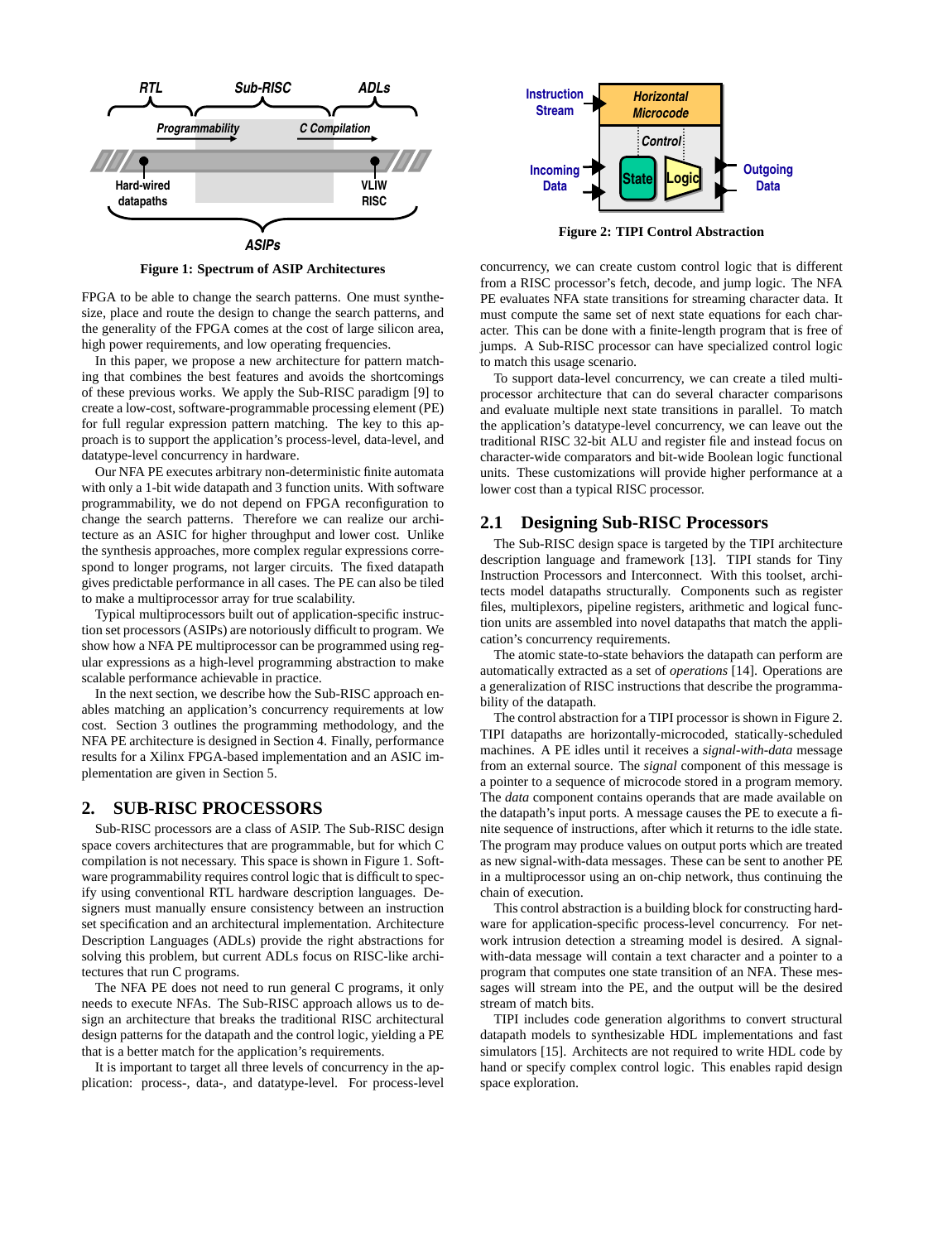Figure 1: Spectrum of ASIP Architectures

FPGA to be able to change the search patterns. One must synthesize, place and route the design to change the search patterns, and the generality of the FPGA comes at the cost of large silicon area, high power requirements, and low operating frequencies.

In this paper, we propose a new architecture for pattern matching that combines the best features and avoids the shortcomings of these previous works. We apply the Sub-RISC paradigm [9] to create a low-cost, software-programmable processing element (PE) for full regular expression pattern matching. The key to this approach is to support the application's process-level, data-level, and datatype-level concurrency in hardware.

Our NFA PE executes arbitrary non-deterministic finite automata with only a 1-bit wide datapath and 3 function units. With software programmability, we do not depend on FPGA reconfiguration to change the search patterns. Therefore we can realize our architecture as an ASIC for higher throughput and lower cost. Unlike the synthesis approaches, more complex regular expressions correspond to longer programs, not larger circuits. The fixed datapath gives predictable performance in all cases. The PE can also be tiled to make a multiprocessor array for true scalability.

Typical multiprocessors built out of application-specific instruction set processors (ASIPs) are notoriously difficult to program. We show how a NFA PE multiprocessor can be programmed using regular expressions as a high-level programming abstraction to make scalable performance achievable in practice.

In the next section, we describe how the Sub-RISC approach enables matching an application's concurrency requirements at low cost. Section 3 outlines the programming methodology, and the NFA PE architecture is designed in Section 4. Finally, performance results for a Xilinx FPGA-based implementation and an ASIC implementation are given in Section 5.

## 2. SUB-RISC PROCESSORS

Sub-RISC processors are a class of ASIP. The Sub-RISC design space covers architectures that are programmable, but for which C compilation is not necessary. This space is shown in Figure 1. Software programmability requires control logic that is difficult to specify using conventional RTL hardware description languages. Designers must manually ensure consistency between an instruction set specification and an architectural implementation. Architecture Description Languages (ADLs) provide the right abstractions for solving this problem, but current ADLs focus on RISC-like architectures that run C programs.

The NFA PE does not need to run general C programs, it only needs to execute NFAs. The Sub-RISC approach allows us to design an architecture that breaks the traditional RISC architectural design patterns for the datapath and the control logic, yielding a PE that is a better match for the application's requirements.

It is important to target all three levels of concurrency in the application: process-, data-, and datatype-level. For process-level concurrency, we can create custom control logic that is different from a RISC processor's fetch, decode, and jump logic. The NFA PE evaluates NFA state transitions for streaming character data. It must compute the same set of next state equations for each character. This can be done with a finite-length program that is free of jumps. A Sub-RISC processor can have specialized control logic to match this usage scenario.

To support data-level concurrency, we can create a tiled multiprocessor architecture that can do several character comparisons and evaluate multiple next state transitions in parallel. To match the application's datatype-level concurrency, we can leave out the traditional RISC 32-bit ALU and register file and instead focus on character-wide comparators and bit-wide Boolean logic functional units. These customizations will provide higher performance at a lower cost than a typical RISC processor.

Figure 2: TIPI Control Abstraction

### 2.1 Designing Sub-RISC Processors

The Sub-RISC design space is targeted by the TIPI architecture description language and framework [13]. TIPI stands for Tiny Instruction Processors and Interconnect. With this toolset, architects model datapaths structurally. Components such as register files, multiplexors, pipeline registers, arithmetic and logical function units are assembled into novel datapaths that match the application's concurrency requirements.

The atomic state-to-state behaviors the datapath can perform are automatically extracted as a set of *operations* [14]. Operations are a generalization of RISC instructions that describe the programmability of the datapath.

The control abstraction for a TIPI processor is shown in Figure 2. TIPI datapaths are horizontally-microcoded, statically-scheduled machines. A PE idles until it receives a *signal-with-data* message from an external source. The *signal* component of this message is a pointer to a sequence of microcode stored in a program memory. The *data* component contains operands that are made available on the datapath's input ports. A message causes the PE to execute a finite sequence of instructions, after which it returns to the idle state. The program may produce values on output ports which are treated as new signal-with-data messages. These can be sent to another PE in a multiprocessor using an on-chip network, thus continuing the chain of execution.

This control abstraction is a building block for constructing hardware for application-specific process-level concurrency. For network intrusion detection a streaming model is desired. A signal-with-data message will contain a text character and a pointer to a program that computes one state transition of an NFA. These messages will stream into the PE, and the output will be the desired stream of match bits.

TIPI includes code generation algorithms to convert structural datapath models to synthesizable HDL implementations and fast simulators [15]. Architects are not required to write HDL code by hand or specify complex control logic. This enables rapid design space exploration.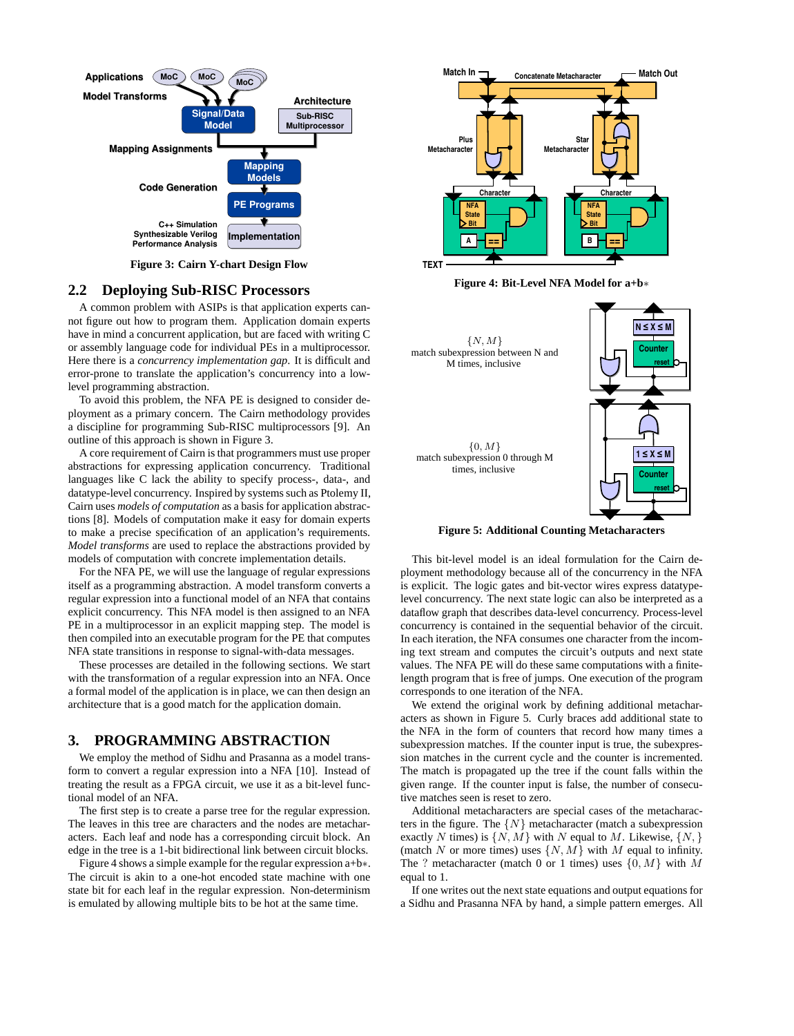Figure 3: Cairn Y-chart Design Flow

## 2.2 Deploying Sub-RISC Processors

A common problem with ASIPs is that application experts cannot figure out how to program them. Application domain experts have in mind a concurrent application, but are faced with writing C or assembly language code for individual PEs in a multiprocessor. Here there is a *concurrency implementation gap*. It is difficult and error-prone to translate the application's concurrency into a low-level programming abstraction.

To avoid this problem, the NFA PE is designed to consider deployment as a primary concern. The Cairn methodology provides a discipline for programming Sub-RISC multiprocessors [9]. An outline of this approach is shown in Figure 3.

A core requirement of Cairn is that programmers must use proper abstractions for expressing application concurrency. Traditional languages like C lack the ability to specify process-, data-, and datatype-level concurrency. Inspired by systems such as Ptolemy II, Cairn uses *models of computation* as a basis for application abstractions [8]. Models of computation make it easy for domain experts to make a precise specification of an application's requirements. *Model transforms* are used to replace the abstractions provided by models of computation with concrete implementation details.

For the NFA PE, we will use the language of regular expressions itself as a programming abstraction. A model transform converts a regular expression into a functional model of an NFA that contains explicit concurrency. This NFA model is then assigned to an NFA PE in a multiprocessor in an explicit mapping step. The model is then compiled into an executable program for the PE that computes NFA state transitions in response to signal-with-data messages.

These processes are detailed in the following sections. We start with the transformation of a regular expression into an NFA. Once a formal model of the application is in place, we can then design an architecture that is a good match for the application domain.

# 3. PROGRAMMING ABSTRACTION

We employ the method of Sidhu and Prasanna as a model transform to convert a regular expression into a NFA [10]. Instead of treating the result as a FPGA circuit, we use it as a bit-level functional model of an NFA.

The first step is to create a parse tree for the regular expression. The leaves in this tree are characters and the nodes are metacharacters. Each leaf and node has a corresponding circuit block. An edge in the tree is a 1-bit bidirectional link between circuit blocks.

Figure 4 shows a simple example for the regular expression a+b∗. The circuit is akin to a one-hot encoded state machine with one state bit for each leaf in the regular expression. Non-determinism is emulated by allowing multiple bits to be hot at the same time.

Figure 4: Bit-Level NFA Model for a+b∗

Figure 5: Additional Counting Metacharacters

This bit-level model is an ideal formulation for the Cairn deployment methodology because all of the concurrency in the NFA is explicit. The logic gates and bit-vector wires express datatype-level concurrency. The next state logic can also be interpreted as a dataflow graph that describes data-level concurrency. Process-level concurrency is contained in the sequential behavior of the circuit. In each iteration, the NFA consumes one character from the incoming text stream and computes the circuit's outputs and next state values. The NFA PE will do these same computations with a finite-length program that is free of jumps. One execution of the program corresponds to one iteration of the NFA.

We extend the original work by defining additional metacharacters as shown in Figure 5. Curly braces add additional state to the NFA in the form of counters that record how many times a subexpression matches. If the counter input is true, the subexpression matches in the current cycle and the counter is incremented. The match is propagated up the tree if the count falls within the given range. If the counter input is false, the number of consecutive matches seen is reset to zero.

Additional metacharacters are special cases of the metacharacters in the figure. The $\{N\}$ metacharacter (match a subexpression exactly $N$ times) is $\{N, M\}$ with $N$ equal to $M$. Likewise, $\{N,\}$ (match $N$ or more times) uses $\{N, M\}$ with $M$ equal to infinity. The ? metacharacter (match 0 or 1 times) uses $\{0, M\}$ with $M$ equal to 1.

If one writes out the next state equations and output equations for a Sidhu and Prasanna NFA by hand, a simple pattern emerges. All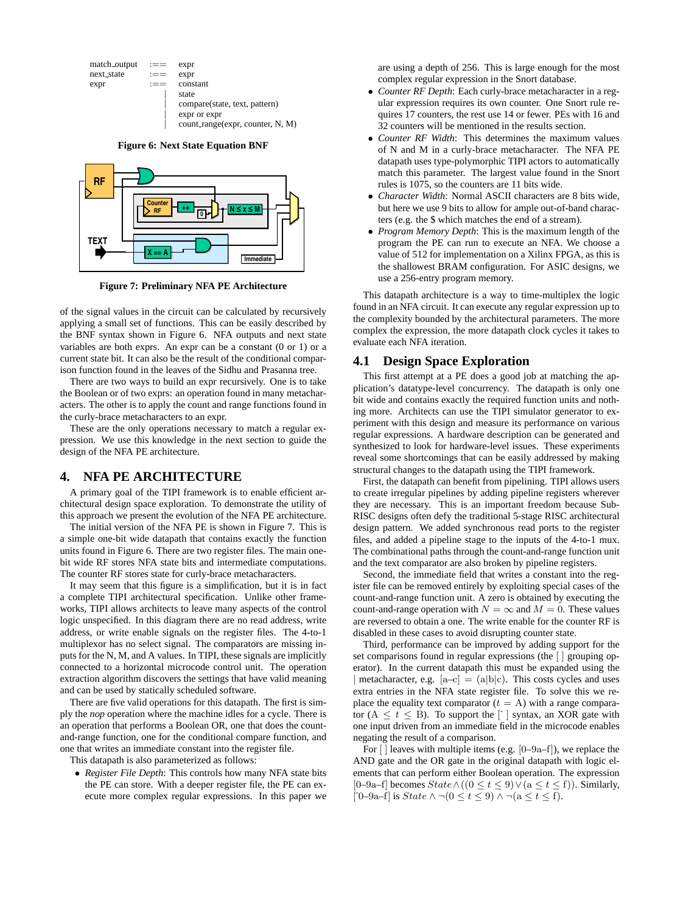```
match_output  :==  expr
next_state    :==  expr
expr          :==  constant
                |  state
                |  compare(state, text, pattern)
                |  expr or expr
                |  count_range(expr, counter, N, M)
```

**Figure 6: Next State Equation BNF**

**Figure 7: Preliminary NFA PE Architecture**

of the signal values in the circuit can be calculated by recursively applying a small set of functions. This can be easily described by the BNF syntax shown in Figure 6. NFA outputs and next state variables are both exprs. An expr can be a constant (0 or 1) or a current state bit. It can also be the result of the conditional comparison function found in the leaves of the Sidhu and Prasanna tree.

There are two ways to build an expr recursively. One is to take the Boolean or of two exprs: an operation found in many metacharacters. The other is to apply the count and range functions found in the curly-brace metacharacters to an expr.

These are the only operations necessary to match a regular expression. We use this knowledge in the next section to guide the design of the NFA PE architecture.

## 4. NFA PE ARCHITECTURE

A primary goal of the TIPI framework is to enable efficient architectural design space exploration. To demonstrate the utility of this approach we present the evolution of the NFA PE architecture.

The initial version of the NFA PE is shown in Figure 7. This is a simple one-bit wide datapath that contains exactly the function units found in Figure 6. There are two register files. The main one-bit wide RF stores NFA state bits and intermediate computations. The counter RF stores state for curly-brace metacharacters.

It may seem that this figure is a simplification, but it is in fact a complete TIPI architectural specification. Unlike other frameworks, TIPI allows architects to leave many aspects of the control logic unspecified. In this diagram there are no read address, write address, or write enable signals on the register files. The 4-to-1 multiplexor has no select signal. The comparators are missing inputs for the N, M, and A values. In TIPI, these signals are implicitly connected to a horizontal microcode control unit. The operation extraction algorithm discovers the settings that have valid meaning and can be used by statically scheduled software.

There are five valid operations for this datapath. The first is simply the *nop* operation where the machine idles for a cycle. There is an operation that performs a Boolean OR, one that does the count-and-range function, one for the conditional compare function, and one that writes an immediate constant into the register file.

This datapath is also parameterized as follows:

- *Register File Depth*: This controls how many NFA state bits the PE can store. With a deeper register file, the PE can execute more complex regular expressions. In this paper we are using a depth of 256. This is large enough for the most complex regular expression in the Snort database.
- *Counter RF Depth*: Each curly-brace metacharacter in a regular expression requires its own counter. One Snort rule requires 17 counters, the rest use 14 or fewer. PEs with 16 and 32 counters will be mentioned in the results section.
- *Counter RF Width*: This determines the maximum values of N and M in a curly-brace metacharacter. The NFA PE datapath uses type-polymorphic TIPI actors to automatically match this parameter. The largest value found in the Snort rules is 1075, so the counters are 11 bits wide.
- *Character Width*: Normal ASCII characters are 8 bits wide, but here we use 9 bits to allow for ample out-of-band characters (e.g. the $ which matches the end of a stream).
- *Program Memory Depth*: This is the maximum length of the program the PE can run to execute an NFA. We choose a value of 512 for implementation on a Xilinx FPGA, as this is the shallowest BRAM configuration. For ASIC designs, we use a 256-entry program memory.

This datapath architecture is a way to time-multiplex the logic found in an NFA circuit. It can execute any regular expression up to the complexity bounded by the architectural parameters. The more complex the expression, the more datapath clock cycles it takes to evaluate each NFA iteration.

### 4.1 Design Space Exploration

This first attempt at a PE does a good job at matching the application's datatype-level concurrency. The datapath is only one bit wide and contains exactly the required function units and nothing more. Architects can use the TIPI simulator generator to experiment with this design and measure its performance on various regular expressions. A hardware description can be generated and synthesized to look for hardware-level issues. These experiments reveal some shortcomings that can be easily addressed by making structural changes to the datapath using the TIPI framework.

First, the datapath can benefit from pipelining. TIPI allows users to create irregular pipelines by adding pipeline registers wherever they are necessary. This is an important freedom because Sub-RISC designs often defy the traditional 5-stage RISC architectural design pattern. We added synchronous read ports to the register files, and added a pipeline stage to the inputs of the 4-to-1 mux. The combinational paths through the count-and-range function unit and the text comparator are also broken by pipeline registers.

Second, the immediate field that writes a constant into the register file can be removed entirely by exploiting special cases of the count-and-range function unit. A zero is obtained by executing the count-and-range operation with $N = \infty$ and $M = 0$. These values are reversed to obtain a one. The write enable for the counter RF is disabled in these cases to avoid disrupting counter state.

Third, performance can be improved by adding support for the set comparisons found in regular expressions (the [ ] grouping operator). In the current datapath this must be expanded using the | metacharacter, e.g. $[\text{a–c}] = (\text{a}|\text{b}|\text{c})$. This costs cycles and uses extra entries in the NFA state register file. To solve this we replace the equality text comparator ($t = \text{A}$) with a range comparator ($\text{A} \leq t \leq \text{B}$). To support the [ˆ ] syntax, an XOR gate with one input driven from an immediate field in the microcode enables negating the result of a comparison.

For [ ] leaves with multiple items (e.g. [0–9a–f]), we replace the AND gate and the OR gate in the original datapath with logic elements that can perform either Boolean operation. The expression [0–9a–f] becomes $State \wedge ((0 \leq t \leq 9) \vee (\text{a} \leq t \leq \text{f}))$. Similarly, [ˆ0–9a–f] is $State \wedge \neg(0 \leq t \leq 9) \wedge \neg(\text{a} \leq t \leq \text{f})$.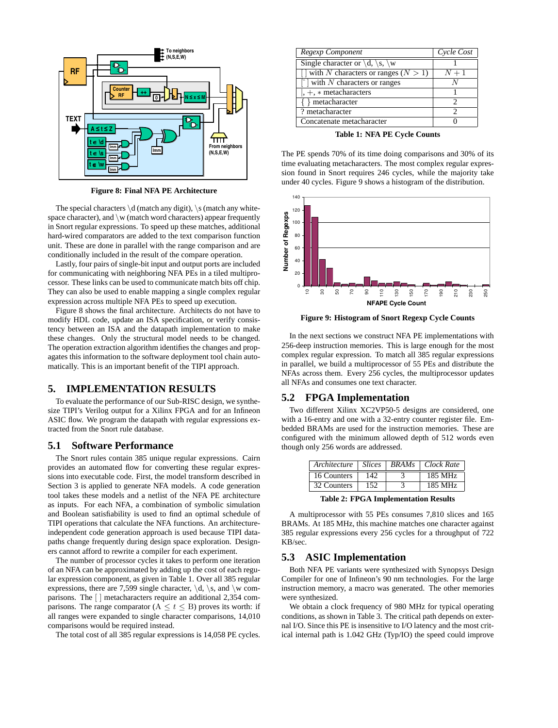**Figure 8: Final NFA PE Architecture**

The special characters \d (match any digit), \s (match any white-space character), and \w (match word characters) appear frequently in Snort regular expressions. To speed up these matches, additional hard-wired comparators are added to the text comparison function unit. These are done in parallel with the range comparison and are conditionally included in the result of the compare operation.

Lastly, four pairs of single-bit input and output ports are included for communicating with neighboring NFA PEs in a tiled multiprocessor. These links can be used to communicate match bits off chip. They can also be used to enable mapping a single complex regular expression across multiple NFA PEs to speed up execution.

Figure 8 shows the final architecture. Architects do not have to modify HDL code, update an ISA specification, or verify consistency between an ISA and the datapath implementation to make these changes. Only the structural model needs to be changed. The operation extraction algorithm identifies the changes and propagates this information to the software deployment tool chain automatically. This is an important benefit of the TIPI approach.

## 5. IMPLEMENTATION RESULTS

To evaluate the performance of our Sub-RISC design, we synthesize TIPI's Verilog output for a Xilinx FPGA and for an Infineon ASIC flow. We program the datapath with regular expressions extracted from the Snort rule database.

### 5.1 Software Performance

The Snort rules contain 385 unique regular expressions. Cairn provides an automated flow for converting these regular expressions into executable code. First, the model transform described in Section 3 is applied to generate NFA models. A code generation tool takes these models and a netlist of the NFA PE architecture as inputs. For each NFA, a combination of symbolic simulation and Boolean satisfiability is used to find an optimal schedule of TIPI operations that calculate the NFA functions. An architecture-independent code generation approach is used because TIPI datapaths change frequently during design space exploration. Designers cannot afford to rewrite a compiler for each experiment.

The number of processor cycles it takes to perform one iteration of an NFA can be approximated by adding up the cost of each regular expression component, as given in Table 1. Over all 385 regular expressions, there are 7,599 single character, \d, \s, and \w comparisons. The [ ] metacharacters require an additional 2,354 comparisons. The range comparator ($A \le t \le B$) proves its worth: if all ranges were expanded to single character comparisons, 14,010 comparisons would be required instead.

The total cost of all 385 regular expressions is 14,058 PE cycles.

| *Regexp Component* | *Cycle Cost* |
|---|---|
| Single character or \d, \s, \w | 1 |
| [ ] with $N$ characters or ranges ($N > 1$) | $N+1$ |
| [^ ] with $N$ characters or ranges | $N$ |
| $\|, +, *$ metacharacters | 1 |
| { } metacharacter | 2 |
| ? metacharacter | 2 |
| Concatenate metacharacter | 0 |

**Table 1: NFA PE Cycle Counts**

The PE spends 70% of its time doing comparisons and 30% of its time evaluating metacharacters. The most complex regular expression found in Snort requires 246 cycles, while the majority take under 40 cycles. Figure 9 shows a histogram of the distribution.

**Figure 9: Histogram of Snort Regexp Cycle Counts**

In the next sections we construct NFA PE implementations with 256-deep instruction memories. This is large enough for the most complex regular expression. To match all 385 regular expressions in parallel, we build a multiprocessor of 55 PEs and distribute the NFAs across them. Every 256 cycles, the multiprocessor updates all NFAs and consumes one text character.

### 5.2 FPGA Implementation

Two different Xilinx XC2VP50-5 designs are considered, one with a 16-entry and one with a 32-entry counter register file. Embedded BRAMs are used for the instruction memories. These are configured with the minimum allowed depth of 512 words even though only 256 words are addressed.

| *Architecture* | *Slices* | *BRAMs* | *Clock Rate* |
|---|---|---|---|
| 16 Counters | 142 | 3 | 185 MHz |
| 32 Counters | 152 | 3 | 185 MHz |

**Table 2: FPGA Implementation Results**

A multiprocessor with 55 PEs consumes 7,810 slices and 165 BRAMs. At 185 MHz, this machine matches one character against 385 regular expressions every 256 cycles for a throughput of 722 KB/sec.

### 5.3 ASIC Implementation

Both NFA PE variants were synthesized with Synopsys Design Compiler for one of Infineon's 90 nm technologies. For the large instruction memory, a macro was generated. The other memories were synthesized.

We obtain a clock frequency of 980 MHz for typical operating conditions, as shown in Table 3. The critical path depends on external I/O. Since this PE is insensitive to I/O latency and the most critical internal path is 1.042 GHz (Typ/IO) the speed could improve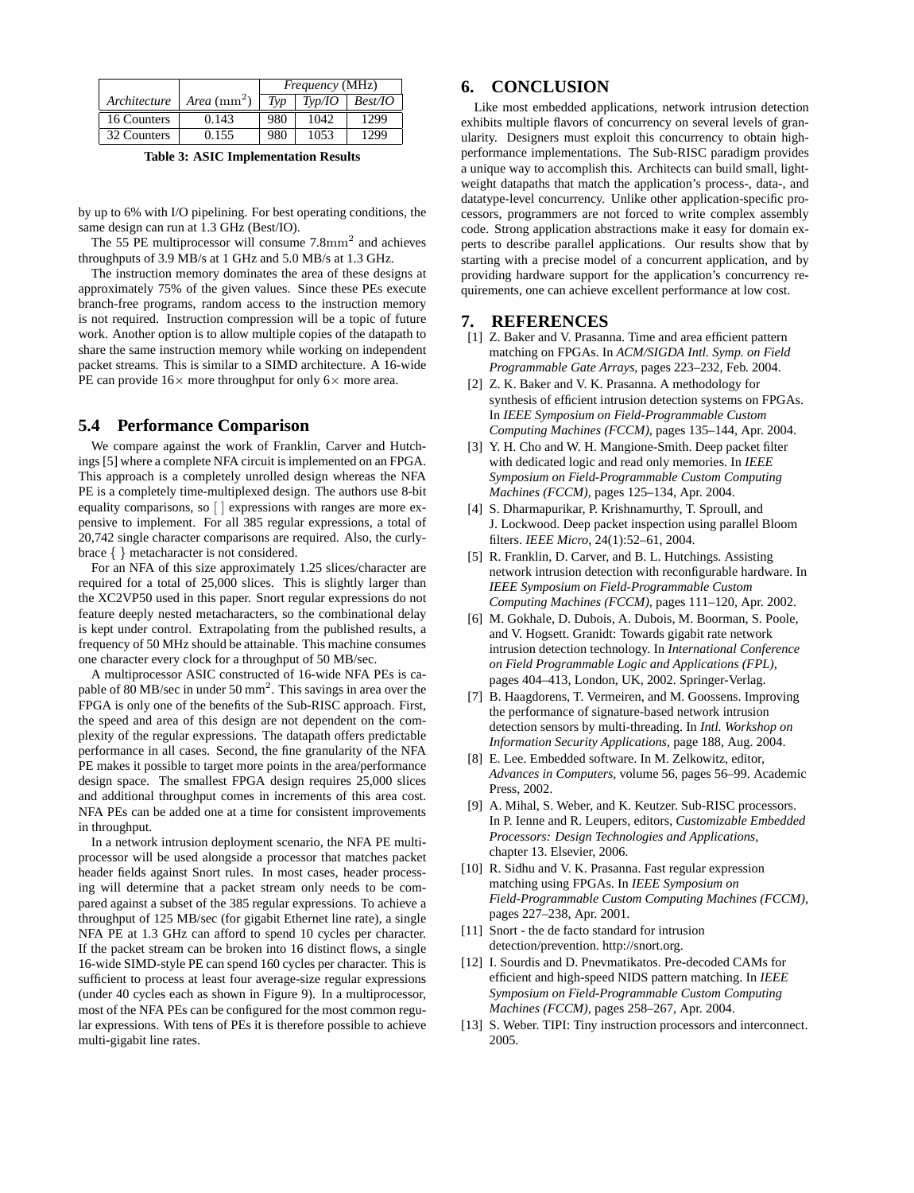| *Architecture* | *Area* ($\mathrm{mm}^2$) | *Frequency* (MHz) | | |
|---|---|---|---|---|
| | | *Typ* | *Typ/IO* | *Best/IO* |
| 16 Counters | 0.143 | 980 | 1042 | 1299 |
| 32 Counters | 0.155 | 980 | 1053 | 1299 |

**Table 3: ASIC Implementation Results**

by up to 6% with I/O pipelining. For best operating conditions, the same design can run at 1.3 GHz (Best/IO).

The 55 PE multiprocessor will consume $7.8\mathrm{mm}^2$ and achieves throughputs of 3.9 MB/s at 1 GHz and 5.0 MB/s at 1.3 GHz.

The instruction memory dominates the area of these designs at approximately 75% of the given values. Since these PEs execute branch-free programs, random access to the instruction memory is not required. Instruction compression will be a topic of future work. Another option is to allow multiple copies of the datapath to share the same instruction memory while working on independent packet streams. This is similar to a SIMD architecture. A 16-wide PE can provide $16\times$ more throughput for only $6\times$ more area.

## 5.4 Performance Comparison

We compare against the work of Franklin, Carver and Hutchings [5] where a complete NFA circuit is implemented on an FPGA. This approach is a completely unrolled design whereas the NFA PE is a completely time-multiplexed design. The authors use 8-bit equality comparisons, so [ ] expressions with ranges are more expensive to implement. For all 385 regular expressions, a total of 20,742 single character comparisons are required. Also, the curly-brace { } metacharacter is not considered.

For an NFA of this size approximately 1.25 slices/character are required for a total of 25,000 slices. This is slightly larger than the XC2VP50 used in this paper. Snort regular expressions do not feature deeply nested metacharacters, so the combinational delay is kept under control. Extrapolating from the published results, a frequency of 50 MHz should be attainable. This machine consumes one character every clock for a throughput of 50 MB/sec.

A multiprocessor ASIC constructed of 16-wide NFA PEs is capable of 80 MB/sec in under 50 $\mathrm{mm}^2$. This savings in area over the FPGA is only one of the benefits of the Sub-RISC approach. First, the speed and area of this design are not dependent on the complexity of the regular expressions. The datapath offers predictable performance in all cases. Second, the fine granularity of the NFA PE makes it possible to target more points in the area/performance design space. The smallest FPGA design requires 25,000 slices and additional throughput comes in increments of this area cost. NFA PEs can be added one at a time for consistent improvements in throughput.

In a network intrusion deployment scenario, the NFA PE multiprocessor will be used alongside a processor that matches packet header fields against Snort rules. In most cases, header processing will determine that a packet stream only needs to be compared against a subset of the 385 regular expressions. To achieve a throughput of 125 MB/sec (for gigabit Ethernet line rate), a single NFA PE at 1.3 GHz can afford to spend 10 cycles per character. If the packet stream can be broken into 16 distinct flows, a single 16-wide SIMD-style PE can spend 160 cycles per character. This is sufficient to process at least four average-size regular expressions (under 40 cycles each as shown in Figure 9). In a multiprocessor, most of the NFA PEs can be configured for the most common regular expressions. With tens of PEs it is therefore possible to achieve multi-gigabit line rates.

# 6. CONCLUSION

Like most embedded applications, network intrusion detection exhibits multiple flavors of concurrency on several levels of granularity. Designers must exploit this concurrency to obtain high-performance implementations. The Sub-RISC paradigm provides a unique way to accomplish this. Architects can build small, lightweight datapaths that match the application's process-, data-, and datatype-level concurrency. Unlike other application-specific processors, programmers are not forced to write complex assembly code. Strong application abstractions make it easy for domain experts to describe parallel applications. Our results show that by starting with a precise model of a concurrent application, and by providing hardware support for the application's concurrency requirements, one can achieve excellent performance at low cost.

# 7. REFERENCES

[1] Z. Baker and V. Prasanna. Time and area efficient pattern matching on FPGAs. In *ACM/SIGDA Intl. Symp. on Field Programmable Gate Arrays*, pages 223–232, Feb. 2004.

[2] Z. K. Baker and V. K. Prasanna. A methodology for synthesis of efficient intrusion detection systems on FPGAs. In *IEEE Symposium on Field-Programmable Custom Computing Machines (FCCM)*, pages 135–144, Apr. 2004.

[3] Y. H. Cho and W. H. Mangione-Smith. Deep packet filter with dedicated logic and read only memories. In *IEEE Symposium on Field-Programmable Custom Computing Machines (FCCM)*, pages 125–134, Apr. 2004.

[4] S. Dharmapurikar, P. Krishnamurthy, T. Sproull, and J. Lockwood. Deep packet inspection using parallel Bloom filters. *IEEE Micro*, 24(1):52–61, 2004.

[5] R. Franklin, D. Carver, and B. L. Hutchings. Assisting network intrusion detection with reconfigurable hardware. In *IEEE Symposium on Field-Programmable Custom Computing Machines (FCCM)*, pages 111–120, Apr. 2002.

[6] M. Gokhale, D. Dubois, A. Dubois, M. Boorman, S. Poole, and V. Hogsett. Granidt: Towards gigabit rate network intrusion detection technology. In *International Conference on Field Programmable Logic and Applications (FPL)*, pages 404–413, London, UK, 2002. Springer-Verlag.

[7] B. Haagdorens, T. Vermeiren, and M. Goossens. Improving the performance of signature-based network intrusion detection sensors by multi-threading. In *Intl. Workshop on Information Security Applications*, page 188, Aug. 2004.

[8] E. Lee. Embedded software. In M. Zelkowitz, editor, *Advances in Computers*, volume 56, pages 56–99. Academic Press, 2002.

[9] A. Mihal, S. Weber, and K. Keutzer. Sub-RISC processors. In P. Ienne and R. Leupers, editors, *Customizable Embedded Processors: Design Technologies and Applications*, chapter 13. Elsevier, 2006.

[10] R. Sidhu and V. K. Prasanna. Fast regular expression matching using FPGAs. In *IEEE Symposium on Field-Programmable Custom Computing Machines (FCCM)*, pages 227–238, Apr. 2001.

[11] Snort - the de facto standard for intrusion detection/prevention. http://snort.org.

[12] I. Sourdis and D. Pnevmatikatos. Pre-decoded CAMs for efficient and high-speed NIDS pattern matching. In *IEEE Symposium on Field-Programmable Custom Computing Machines (FCCM)*, pages 258–267, Apr. 2004.

[13] S. Weber. TIPI: Tiny instruction processors and interconnect. 2005.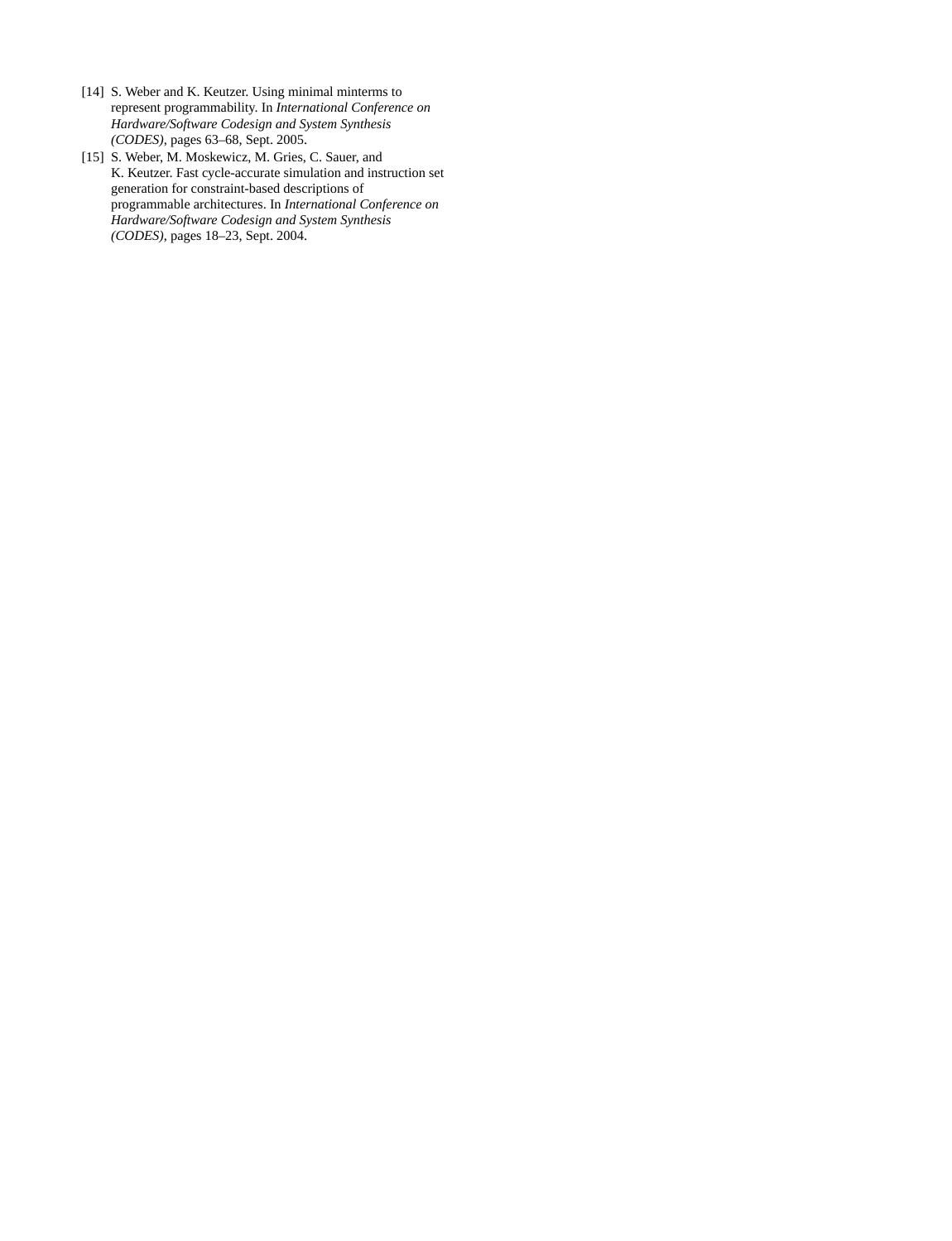[14] S. Weber and K. Keutzer. Using minimal minterms to represent programmability. In *International Conference on Hardware/Software Codesign and System Synthesis (CODES)*, pages 63–68, Sept. 2005.

[15] S. Weber, M. Moskewicz, M. Gries, C. Sauer, and K. Keutzer. Fast cycle-accurate simulation and instruction set generation for constraint-based descriptions of programmable architectures. In *International Conference on Hardware/Software Codesign and System Synthesis (CODES)*, pages 18–23, Sept. 2004.